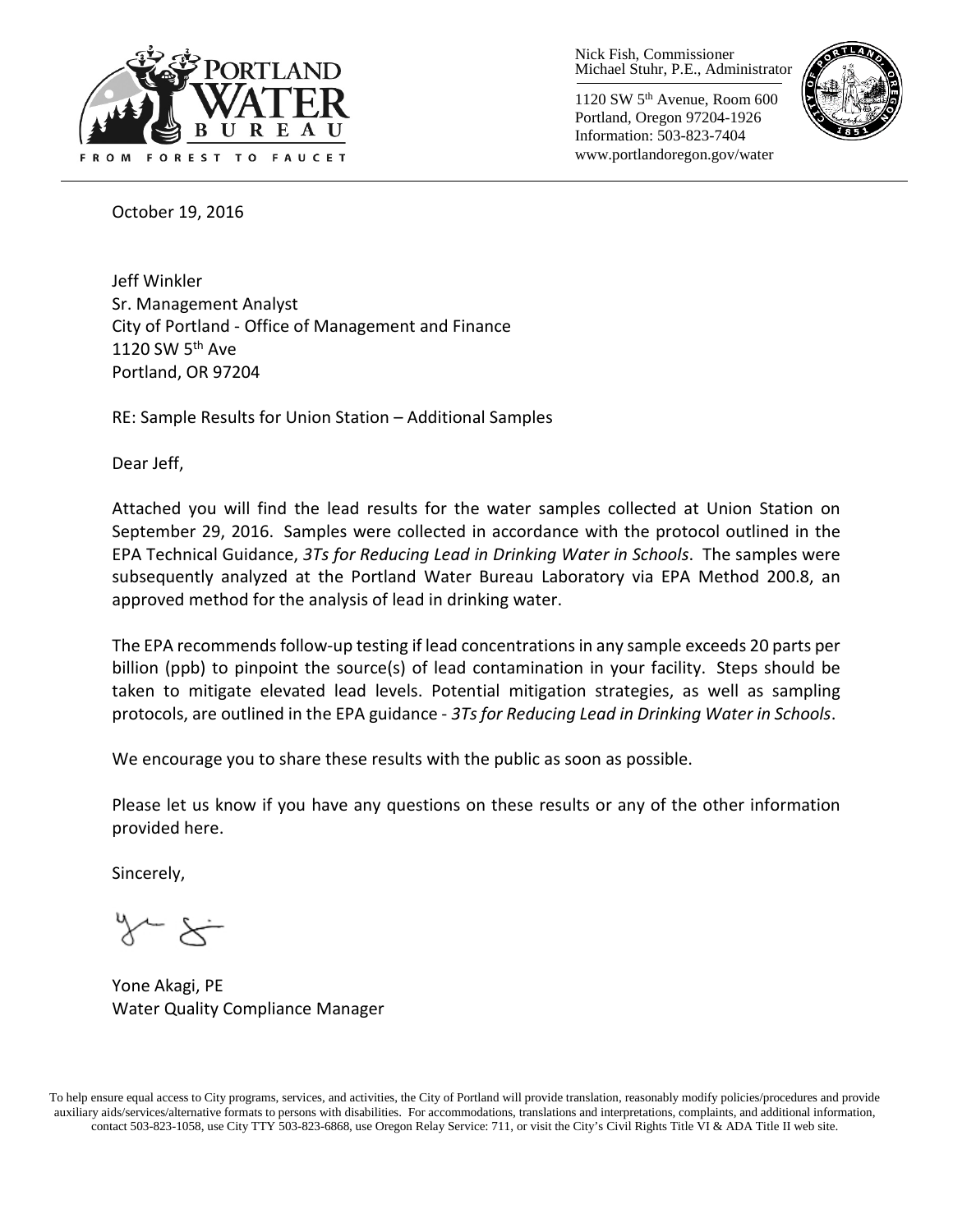Nick Fish, Commissioner
Michael Stuhr, P.E., Administrator

1120 SW 5th Avenue, Room 600
Portland, Oregon 97204-1926
Information: 503-823-7404
www.portlandoregon.gov/water

October 19, 2016

Jeff Winkler
Sr. Management Analyst
City of Portland - Office of Management and Finance
1120 SW 5th Ave
Portland, OR 97204

RE: Sample Results for Union Station – Additional Samples

Dear Jeff,

Attached you will find the lead results for the water samples collected at Union Station on September 29, 2016. Samples were collected in accordance with the protocol outlined in the EPA Technical Guidance, *3Ts for Reducing Lead in Drinking Water in Schools*. The samples were subsequently analyzed at the Portland Water Bureau Laboratory via EPA Method 200.8, an approved method for the analysis of lead in drinking water.

The EPA recommends follow-up testing if lead concentrations in any sample exceeds 20 parts per billion (ppb) to pinpoint the source(s) of lead contamination in your facility. Steps should be taken to mitigate elevated lead levels. Potential mitigation strategies, as well as sampling protocols, are outlined in the EPA guidance - *3Ts for Reducing Lead in Drinking Water in Schools*.

We encourage you to share these results with the public as soon as possible.

Please let us know if you have any questions on these results or any of the other information provided here.

Sincerely,

Yone Akagi, PE
Water Quality Compliance Manager

To help ensure equal access to City programs, services, and activities, the City of Portland will provide translation, reasonably modify policies/procedures and provide auxiliary aids/services/alternative formats to persons with disabilities. For accommodations, translations and interpretations, complaints, and additional information, contact 503-823-1058, use City TTY 503-823-6868, use Oregon Relay Service: 711, or visit the City's Civil Rights Title VI & ADA Title II web site.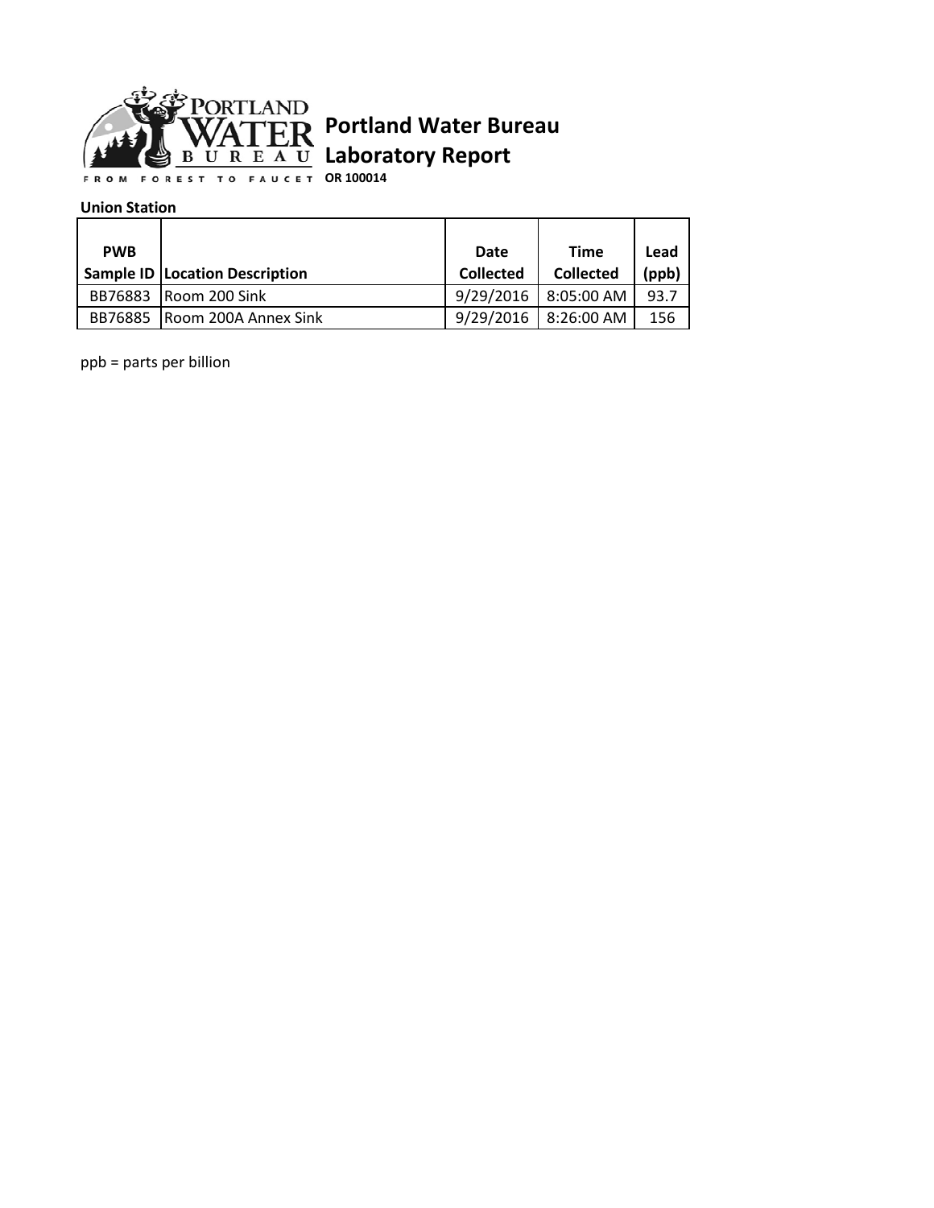# Portland Water Bureau Laboratory Report

PORTLAND WATER BUREAU

FROM FOREST TO FAUCET

**OR 100014**

**Union Station**

| PWB Sample ID | Location Description | Date Collected | Time Collected | Lead (ppb) |
|---|---|---|---|---|
| BB76883 | Room 200 Sink | 9/29/2016 | 8:05:00 AM | 93.7 |
| BB76885 | Room 200A Annex Sink | 9/29/2016 | 8:26:00 AM | 156 |

ppb = parts per billion